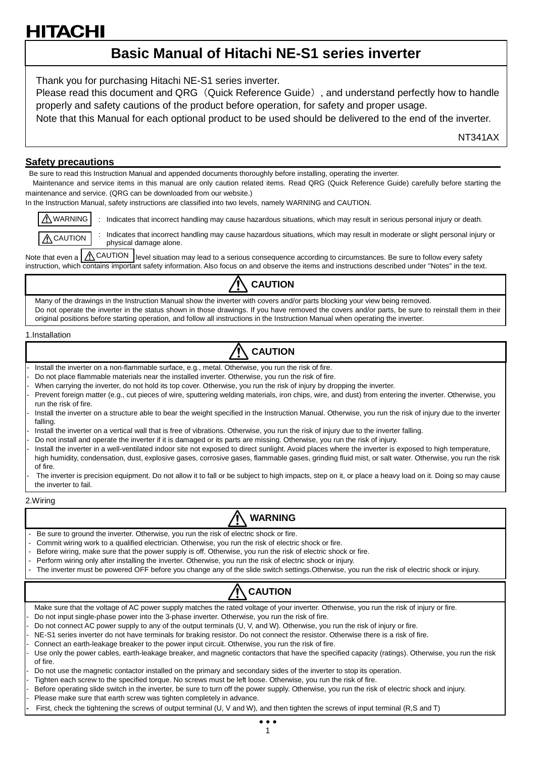**HITACHI**

# Basic Manual of Hitachi NE-S1 series inverter

Thank you for purchasing Hitachi NE-S1 series inverter.
Please read this document and QRG（Quick Reference Guide）, and understand perfectly how to handle properly and safety cautions of the product before operation, for safety and proper usage.
Note that this Manual for each optional product to be used should be delivered to the end of the inverter.

NT341AX

## Safety precautions

Be sure to read this Instruction Manual and appended documents thoroughly before installing, operating the inverter.
Maintenance and service items in this manual are only caution related items. Read QRG (Quick Reference Guide) carefully before starting the maintenance and service. (QRG can be downloaded from our website.)
In the Instruction Manual, safety instructions are classified into two levels, namely WARNING and CAUTION.

⚠ WARNING : Indicates that incorrect handling may cause hazardous situations, which may result in serious personal injury or death.

⚠ CAUTION : Indicates that incorrect handling may cause hazardous situations, which may result in moderate or slight personal injury or physical damage alone.

Note that even a ⚠ CAUTION level situation may lead to a serious consequence according to circumstances. Be sure to follow every safety instruction, which contains important safety information. Also focus on and observe the items and instructions described under "Notes" in the text.

### ⚠ CAUTION

Many of the drawings in the Instruction Manual show the inverter with covers and/or parts blocking your view being removed.
Do not operate the inverter in the status shown in those drawings. If you have removed the covers and/or parts, be sure to reinstall them in their original positions before starting operation, and follow all instructions in the Instruction Manual when operating the inverter.

1.Installation

### ⚠ CAUTION

- Install the inverter on a non-flammable surface, e.g., metal. Otherwise, you run the risk of fire.
- Do not place flammable materials near the installed inverter. Otherwise, you run the risk of fire.
- When carrying the inverter, do not hold its top cover. Otherwise, you run the risk of injury by dropping the inverter.
- Prevent foreign matter (e.g., cut pieces of wire, sputtering welding materials, iron chips, wire, and dust) from entering the inverter. Otherwise, you run the risk of fire.
- Install the inverter on a structure able to bear the weight specified in the Instruction Manual. Otherwise, you run the risk of injury due to the inverter falling.
- Install the inverter on a vertical wall that is free of vibrations. Otherwise, you run the risk of injury due to the inverter falling.
- Do not install and operate the inverter if it is damaged or its parts are missing. Otherwise, you run the risk of injury.
- Install the inverter in a well-ventilated indoor site not exposed to direct sunlight. Avoid places where the inverter is exposed to high temperature, high humidity, condensation, dust, explosive gases, corrosive gases, flammable gases, grinding fluid mist, or salt water. Otherwise, you run the risk of fire.
- The inverter is precision equipment. Do not allow it to fall or be subject to high impacts, step on it, or place a heavy load on it. Doing so may cause the inverter to fail.

2.Wiring

### ⚠ WARNING

- Be sure to ground the inverter. Otherwise, you run the risk of electric shock or fire.
- Commit wiring work to a qualified electrician. Otherwise, you run the risk of electric shock or fire.
- Before wiring, make sure that the power supply is off. Otherwise, you run the risk of electric shock or fire.
- Perform wiring only after installing the inverter. Otherwise, you run the risk of electric shock or injury.
- The inverter must be powered OFF before you change any of the slide switch settings.Otherwise, you run the risk of electric shock or injury.

### ⚠ CAUTION

Make sure that the voltage of AC power supply matches the rated voltage of your inverter. Otherwise, you run the risk of injury or fire.
- Do not input single-phase power into the 3-phase inverter. Otherwise, you run the risk of fire.
- Do not connect AC power supply to any of the output terminals (U, V, and W). Otherwise, you run the risk of injury or fire.
- NE-S1 series inverter do not have terminals for braking resistor. Do not connect the resistor. Otherwise there is a risk of fire.
- Connect an earth-leakage breaker to the power input circuit. Otherwise, you run the risk of fire.
- Use only the power cables, earth-leakage breaker, and magnetic contactors that have the specified capacity (ratings). Otherwise, you run the risk of fire.
- Do not use the magnetic contactor installed on the primary and secondary sides of the inverter to stop its operation.
- Tighten each screw to the specified torque. No screws must be left loose. Otherwise, you run the risk of fire.
- Before operating slide switch in the inverter, be sure to turn off the power supply. Otherwise, you run the risk of electric shock and injury.
- Please make sure that earth screw was tighten completely in advance.
- First, check the tightening the screws of output terminal (U, V and W), and then tighten the screws of input terminal (R,S and T)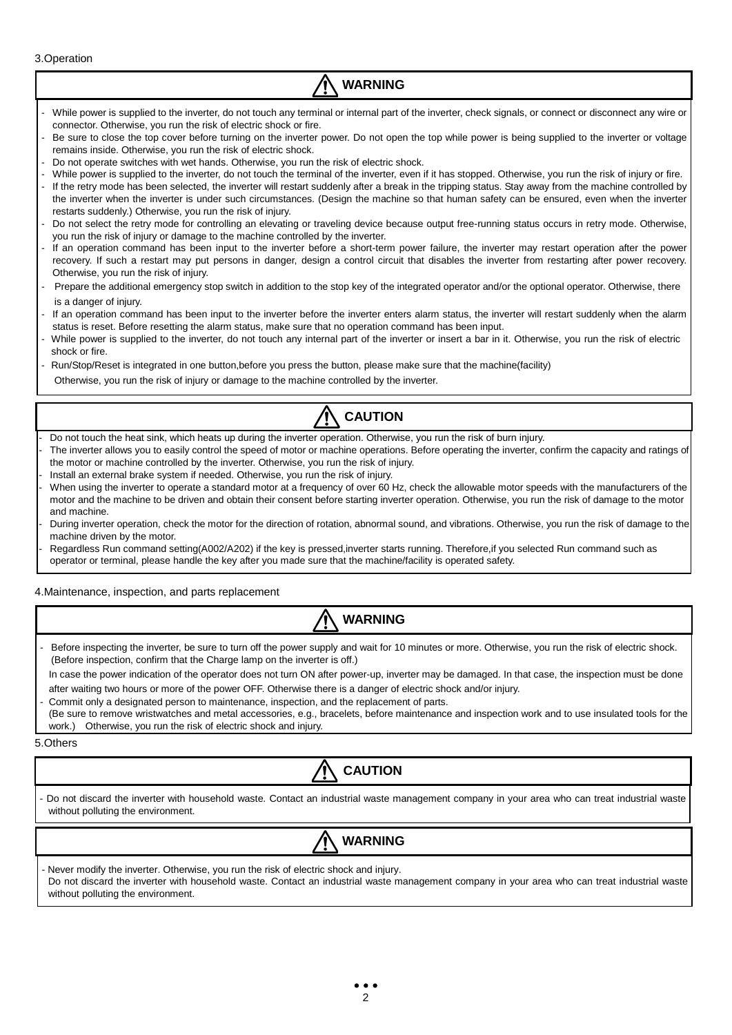3.Operation

### ⚠ WARNING

- While power is supplied to the inverter, do not touch any terminal or internal part of the inverter, check signals, or connect or disconnect any wire or connector. Otherwise, you run the risk of electric shock or fire.
- Be sure to close the top cover before turning on the inverter power. Do not open the top while power is being supplied to the inverter or voltage remains inside. Otherwise, you run the risk of electric shock.
- Do not operate switches with wet hands. Otherwise, you run the risk of electric shock.
- While power is supplied to the inverter, do not touch the terminal of the inverter, even if it has stopped. Otherwise, you run the risk of injury or fire.
- If the retry mode has been selected, the inverter will restart suddenly after a break in the tripping status. Stay away from the machine controlled by the inverter when the inverter is under such circumstances. (Design the machine so that human safety can be ensured, even when the inverter restarts suddenly.) Otherwise, you run the risk of injury.
- Do not select the retry mode for controlling an elevating or traveling device because output free-running status occurs in retry mode. Otherwise, you run the risk of injury or damage to the machine controlled by the inverter.
- If an operation command has been input to the inverter before a short-term power failure, the inverter may restart operation after the power recovery. If such a restart may put persons in danger, design a control circuit that disables the inverter from restarting after power recovery. Otherwise, you run the risk of injury.
- Prepare the additional emergency stop switch in addition to the stop key of the integrated operator and/or the optional operator. Otherwise, there is a danger of injury.
- If an operation command has been input to the inverter before the inverter enters alarm status, the inverter will restart suddenly when the alarm status is reset. Before resetting the alarm status, make sure that no operation command has been input.
- While power is supplied to the inverter, do not touch any internal part of the inverter or insert a bar in it. Otherwise, you run the risk of electric shock or fire.
- Run/Stop/Reset is integrated in one button,before you press the button, please make sure that the machine(facility)
  Otherwise, you run the risk of injury or damage to the machine controlled by the inverter.

### ⚠ CAUTION

- Do not touch the heat sink, which heats up during the inverter operation. Otherwise, you run the risk of burn injury.
- The inverter allows you to easily control the speed of motor or machine operations. Before operating the inverter, confirm the capacity and ratings of the motor or machine controlled by the inverter. Otherwise, you run the risk of injury.
- Install an external brake system if needed. Otherwise, you run the risk of injury.
- When using the inverter to operate a standard motor at a frequency of over 60 Hz, check the allowable motor speeds with the manufacturers of the motor and the machine to be driven and obtain their consent before starting inverter operation. Otherwise, you run the risk of damage to the motor and machine.
- During inverter operation, check the motor for the direction of rotation, abnormal sound, and vibrations. Otherwise, you run the risk of damage to the machine driven by the motor.
- Regardless Run command setting(A002/A202) if the key is pressed,inverter starts running. Therefore,if you selected Run command such as operator or terminal, please handle the key after you made sure that the machine/facility is operated safety.

4.Maintenance, inspection, and parts replacement

### ⚠ WARNING

- Before inspecting the inverter, be sure to turn off the power supply and wait for 10 minutes or more. Otherwise, you run the risk of electric shock. (Before inspection, confirm that the Charge lamp on the inverter is off.)
  In case the power indication of the operator does not turn ON after power-up, inverter may be damaged. In that case, the inspection must be done after waiting two hours or more of the power OFF. Otherwise there is a danger of electric shock and/or injury.
- Commit only a designated person to maintenance, inspection, and the replacement of parts.
  (Be sure to remove wristwatches and metal accessories, e.g., bracelets, before maintenance and inspection work and to use insulated tools for the work.) Otherwise, you run the risk of electric shock and injury.

5.Others

### ⚠ CAUTION

- Do not discard the inverter with household waste. Contact an industrial waste management company in your area who can treat industrial waste without polluting the environment.

### ⚠ WARNING

- Never modify the inverter. Otherwise, you run the risk of electric shock and injury.
  Do not discard the inverter with household waste. Contact an industrial waste management company in your area who can treat industrial waste without polluting the environment.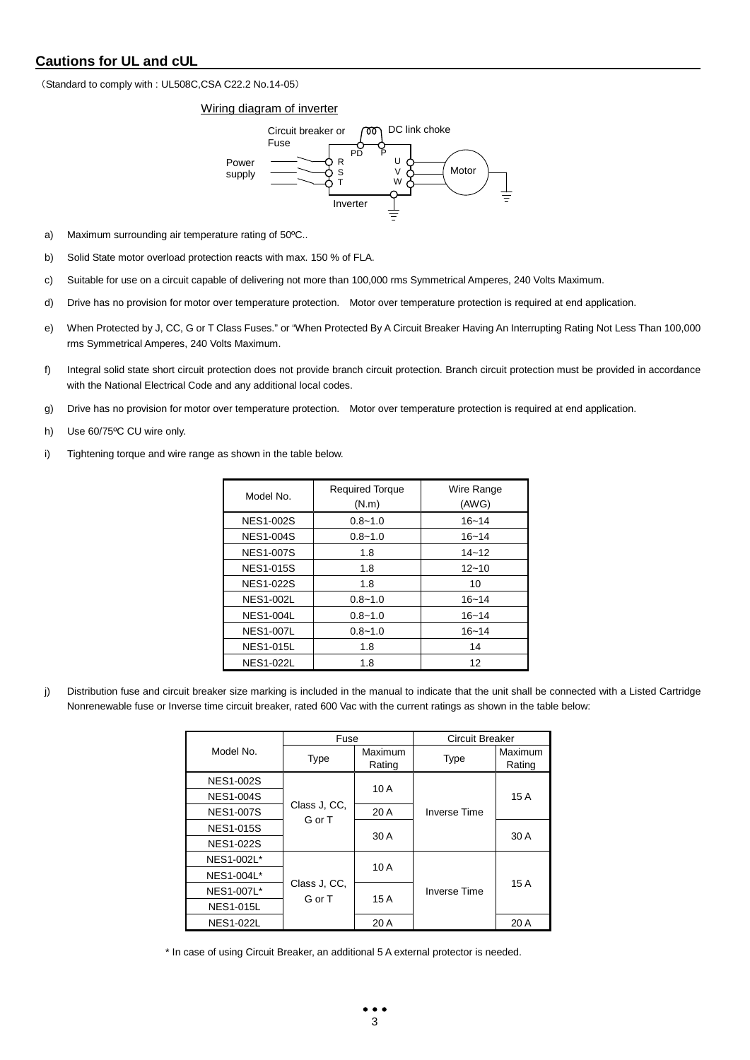## Cautions for UL and cUL

（Standard to comply with : UL508C,CSA C22.2 No.14-05）

Wiring diagram of inverter

Circuit breaker or Fuse

DC link choke

PD P

Power supply

R S T

U V W

Motor

Inverter

a) Maximum surrounding air temperature rating of 50ºC..

b) Solid State motor overload protection reacts with max. 150 % of FLA.

c) Suitable for use on a circuit capable of delivering not more than 100,000 rms Symmetrical Amperes, 240 Volts Maximum.

d) Drive has no provision for motor over temperature protection.　Motor over temperature protection is required at end application.

e) When Protected by J, CC, G or T Class Fuses." or "When Protected By A Circuit Breaker Having An Interrupting Rating Not Less Than 100,000 rms Symmetrical Amperes, 240 Volts Maximum.

f) Integral solid state short circuit protection does not provide branch circuit protection. Branch circuit protection must be provided in accordance with the National Electrical Code and any additional local codes.

g) Drive has no provision for motor over temperature protection.　Motor over temperature protection is required at end application.

h) Use 60/75ºC CU wire only.

i) Tightening torque and wire range as shown in the table below.

| Model No. | Required Torque (N.m) | Wire Range (AWG) |
|---|---|---|
| NES1-002S | 0.8~1.0 | 16~14 |
| NES1-004S | 0.8~1.0 | 16~14 |
| NES1-007S | 1.8 | 14~12 |
| NES1-015S | 1.8 | 12~10 |
| NES1-022S | 1.8 | 10 |
| NES1-002L | 0.8~1.0 | 16~14 |
| NES1-004L | 0.8~1.0 | 16~14 |
| NES1-007L | 0.8~1.0 | 16~14 |
| NES1-015L | 1.8 | 14 |
| NES1-022L | 1.8 | 12 |

j) Distribution fuse and circuit breaker size marking is included in the manual to indicate that the unit shall be connected with a Listed Cartridge Nonrenewable fuse or Inverse time circuit breaker, rated 600 Vac with the current ratings as shown in the table below:

| Model No. | Fuse | | Circuit Breaker | |
|---|---|---|---|---|
| | Type | Maximum Rating | Type | Maximum Rating |
| NES1-002S | Class J, CC, G or T | 10 A | Inverse Time | 15 A |
| NES1-004S | | | | |
| NES1-007S | | 20 A | | |
| NES1-015S | | 30 A | | 30 A |
| NES1-022S | | | | |
| NES1-002L* | Class J, CC, G or T | 10 A | Inverse Time | 15 A |
| NES1-004L* | | | | |
| NES1-007L* | | 15 A | | |
| NES1-015L | | | | |
| NES1-022L | | 20 A | | 20 A |

\* In case of using Circuit Breaker, an additional 5 A external protector is needed.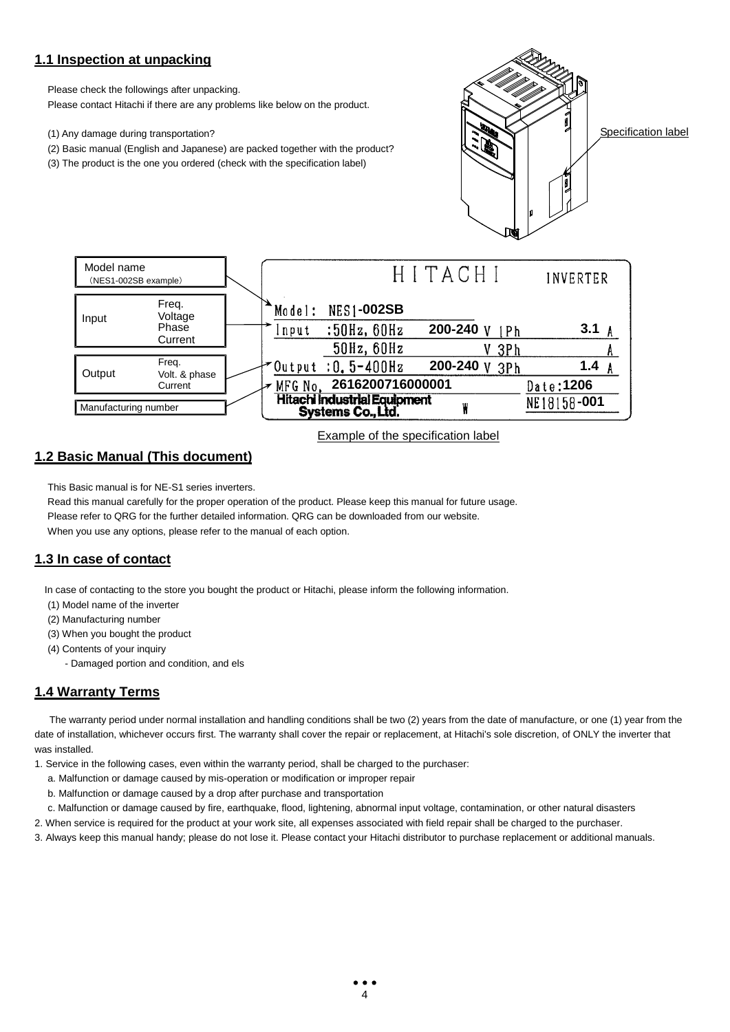## 1.1 Inspection at unpacking

Please check the followings after unpacking.
Please contact Hitachi if there are any problems like below on the product.

(1) Any damage during transportation?
(2) Basic manual (English and Japanese) are packed together with the product?
(3) The product is the one you ordered (check with the specification label)

Specification label

| Label field | | Label content |
|---|---|---|
| Model name (NES1-002SB example) | | Model: NES1-002SB |
| Input | Freq. / Voltage / Phase / Current | Input :50Hz, 60Hz 200-240 V 1Ph 3.1 A<br>50Hz, 60Hz V 3Ph A |
| Output | Freq. / Volt. & phase / Current | Output :0.5-400Hz 200-240 V 3Ph 1.4 A |
| Manufacturing number | | MFG No. 2616200716000001 Date:1206 |

HITACHI INVERTER
Hitachi Industrial Equipment Systems Co.,Ltd. W NE18158-001

Example of the specification label

## 1.2 Basic Manual (This document)

This Basic manual is for NE-S1 series inverters.
Read this manual carefully for the proper operation of the product. Please keep this manual for future usage.
Please refer to QRG for the further detailed information. QRG can be downloaded from our website.
When you use any options, please refer to the manual of each option.

## 1.3 In case of contact

In case of contacting to the store you bought the product or Hitachi, please inform the following information.

(1) Model name of the inverter
(2) Manufacturing number
(3) When you bought the product
(4) Contents of your inquiry
- Damaged portion and condition, and els

## 1.4 Warranty Terms

The warranty period under normal installation and handling conditions shall be two (2) years from the date of manufacture, or one (1) year from the date of installation, whichever occurs first. The warranty shall cover the repair or replacement, at Hitachi's sole discretion, of ONLY the inverter that was installed.

1. Service in the following cases, even within the warranty period, shall be charged to the purchaser:
   a. Malfunction or damage caused by mis-operation or modification or improper repair
   b. Malfunction or damage caused by a drop after purchase and transportation
   c. Malfunction or damage caused by fire, earthquake, flood, lightening, abnormal input voltage, contamination, or other natural disasters
2. When service is required for the product at your work site, all expenses associated with field repair shall be charged to the purchaser.
3. Always keep this manual handy; please do not lose it. Please contact your Hitachi distributor to purchase replacement or additional manuals.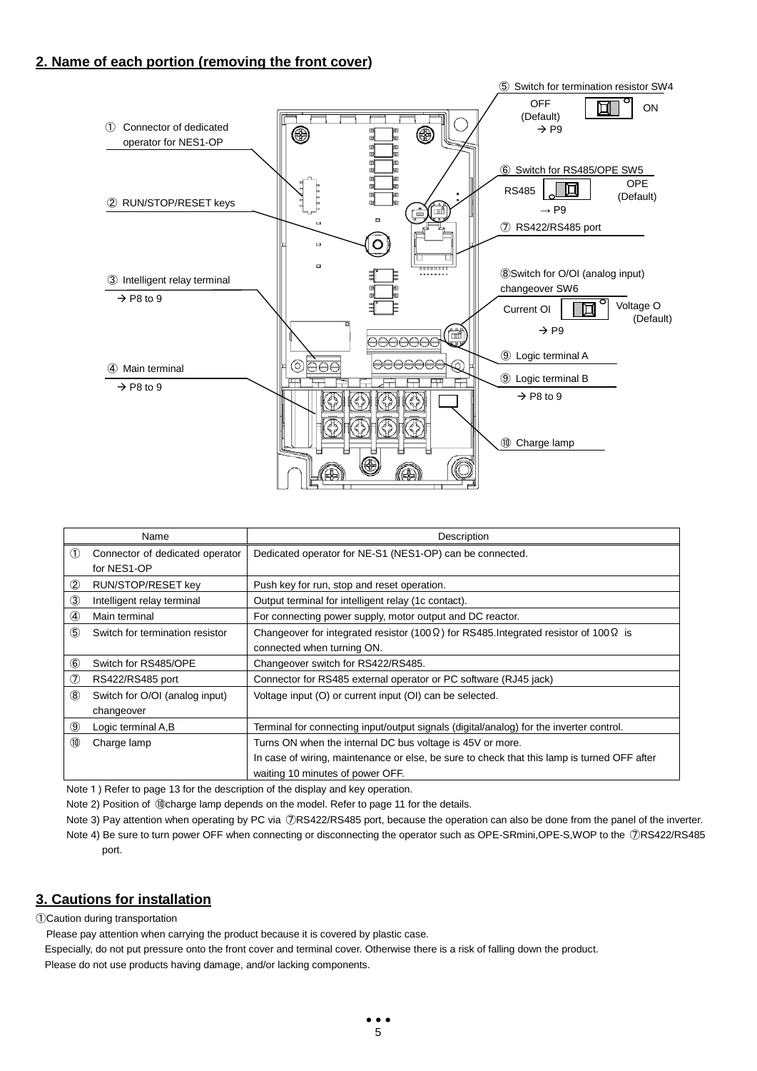## 2. Name of each portion (removing the front cover)

① Connector of dedicated operator for NES1-OP

② RUN/STOP/RESET keys

③ Intelligent relay terminal → P8 to 9

④ Main terminal → P8 to 9

⑤ Switch for termination resistor SW4 — OFF (Default) / ON → P9

⑥ Switch for RS485/OPE SW5 — RS485 / OPE (Default) → P9

⑦ RS422/RS485 port

⑧ Switch for O/OI (analog input) changeover SW6 — Current OI / Voltage O (Default) → P9

⑨ Logic terminal A

⑨ Logic terminal B → P8 to 9

⑩ Charge lamp

| Name | | Description |
|---|---|---|
| ① | Connector of dedicated operator for NES1-OP | Dedicated operator for NE-S1 (NES1-OP) can be connected. |
| ② | RUN/STOP/RESET key | Push key for run, stop and reset operation. |
| ③ | Intelligent relay terminal | Output terminal for intelligent relay (1c contact). |
| ④ | Main terminal | For connecting power supply, motor output and DC reactor. |
| ⑤ | Switch for termination resistor | Changeover for integrated resistor (100Ω) for RS485.Integrated resistor of 100Ω is connected when turning ON. |
| ⑥ | Switch for RS485/OPE | Changeover switch for RS422/RS485. |
| ⑦ | RS422/RS485 port | Connector for RS485 external operator or PC software (RJ45 jack) |
| ⑧ | Switch for O/OI (analog input) changeover | Voltage input (O) or current input (OI) can be selected. |
| ⑨ | Logic terminal A,B | Terminal for connecting input/output signals (digital/analog) for the inverter control. |
| ⑩ | Charge lamp | Turns ON when the internal DC bus voltage is 45V or more.<br>In case of wiring, maintenance or else, be sure to check that this lamp is turned OFF after waiting 10 minutes of power OFF. |

Note 1 ) Refer to page 13 for the description of the display and key operation.

Note 2) Position of ⑩charge lamp depends on the model. Refer to page 11 for the details.

Note 3) Pay attention when operating by PC via ⑦RS422/RS485 port, because the operation can also be done from the panel of the inverter.

Note 4) Be sure to turn power OFF when connecting or disconnecting the operator such as OPE-SRmini,OPE-S,WOP to the ⑦RS422/RS485 port.

## 3. Cautions for installation

①Caution during transportation

Please pay attention when carrying the product because it is covered by plastic case.

Especially, do not put pressure onto the front cover and terminal cover. Otherwise there is a risk of falling down the product.

Please do not use products having damage, and/or lacking components.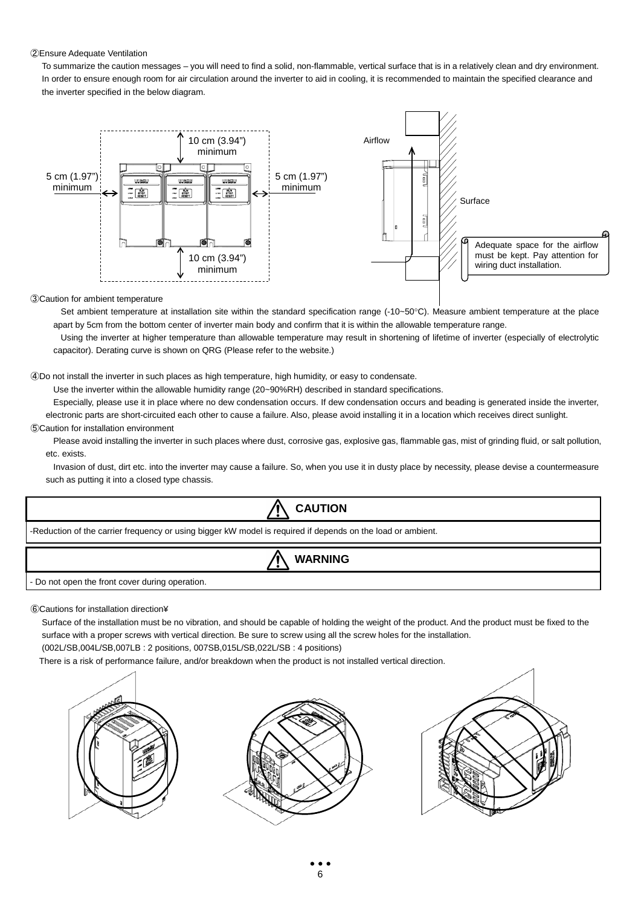②Ensure Adequate Ventilation

To summarize the caution messages – you will need to find a solid, non-flammable, vertical surface that is in a relatively clean and dry environment. In order to ensure enough room for air circulation around the inverter to aid in cooling, it is recommended to maintain the specified clearance and the inverter specified in the below diagram.

10 cm (3.94") minimum

5 cm (1.97") minimum

5 cm (1.97") minimum

10 cm (3.94") minimum

Airflow

Surface

Adequate space for the airflow must be kept. Pay attention for wiring duct installation.

③Caution for ambient temperature

Set ambient temperature at installation site within the standard specification range (-10~50°C). Measure ambient temperature at the place apart by 5cm from the bottom center of inverter main body and confirm that it is within the allowable temperature range.

Using the inverter at higher temperature than allowable temperature may result in shortening of lifetime of inverter (especially of electrolytic capacitor). Derating curve is shown on QRG (Please refer to the website.)

④Do not install the inverter in such places as high temperature, high humidity, or easy to condensate.

Use the inverter within the allowable humidity range (20~90%RH) described in standard specifications.

Especially, please use it in place where no dew condensation occurs. If dew condensation occurs and beading is generated inside the inverter, electronic parts are short-circuited each other to cause a failure. Also, please avoid installing it in a location which receives direct sunlight.

⑤Caution for installation environment

Please avoid installing the inverter in such places where dust, corrosive gas, explosive gas, flammable gas, mist of grinding fluid, or salt pollution, etc. exists.

Invasion of dust, dirt etc. into the inverter may cause a failure. So, when you use it in dusty place by necessity, please devise a countermeasure such as putting it into a closed type chassis.

| ⚠ CAUTION |
| --- |
| -Reduction of the carrier frequency or using bigger kW model is required if depends on the load or ambient. |

| ⚠ WARNING |
| --- |
| - Do not open the front cover during operation. |

⑥Cautions for installation direction¥

Surface of the installation must be no vibration, and should be capable of holding the weight of the product. And the product must be fixed to the surface with a proper screws with vertical direction. Be sure to screw using all the screw holes for the installation.

(002L/SB,004L/SB,007LB : 2 positions, 007SB,015L/SB,022L/SB : 4 positions)

There is a risk of performance failure, and/or breakdown when the product is not installed vertical direction.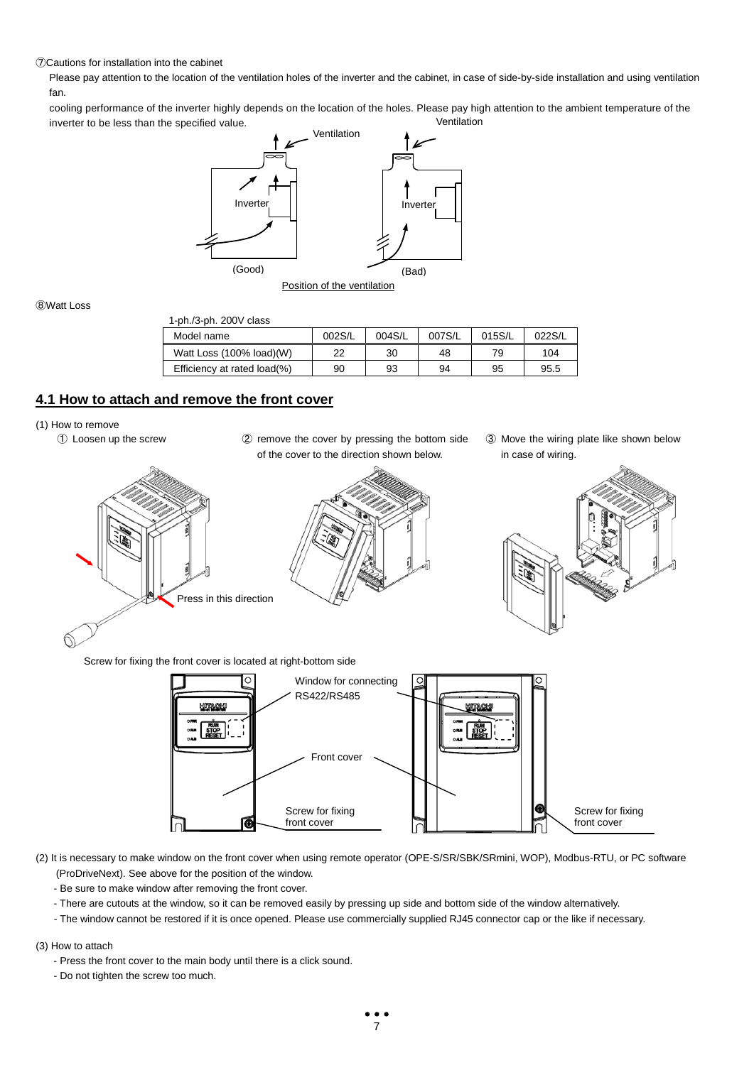⑦Cautions for installation into the cabinet

Please pay attention to the location of the ventilation holes of the inverter and the cabinet, in case of side-by-side installation and using ventilation fan.

cooling performance of the inverter highly depends on the location of the holes. Please pay high attention to the ambient temperature of the inverter to be less than the specified value.

Ventilation

Inverter

(Good)

Ventilation

Inverter

(Bad)

Position of the ventilation

⑧Watt Loss

1-ph./3-ph. 200V class

| Model name | 002S/L | 004S/L | 007S/L | 015S/L | 022S/L |
|---|---|---|---|---|---|
| Watt Loss (100% load)(W) | 22 | 30 | 48 | 79 | 104 |
| Efficiency at rated load(%) | 90 | 93 | 94 | 95 | 95.5 |

## 4.1 How to attach and remove the front cover

(1) How to remove

① Loosen up the screw

② remove the cover by pressing the bottom side of the cover to the direction shown below.

③ Move the wiring plate like shown below in case of wiring.

Press in this direction

Screw for fixing the front cover is located at right-bottom side

Window for connecting RS422/RS485

Front cover

Screw for fixing front cover

Screw for fixing front cover

(2) It is necessary to make window on the front cover when using remote operator (OPE-S/SR/SBK/SRmini, WOP), Modbus-RTU, or PC software (ProDriveNext). See above for the position of the window.

- Be sure to make window after removing the front cover.
- There are cutouts at the window, so it can be removed easily by pressing up side and bottom side of the window alternatively.
- The window cannot be restored if it is once opened. Please use commercially supplied RJ45 connector cap or the like if necessary.

(3) How to attach

- Press the front cover to the main body until there is a click sound.
- Do not tighten the screw too much.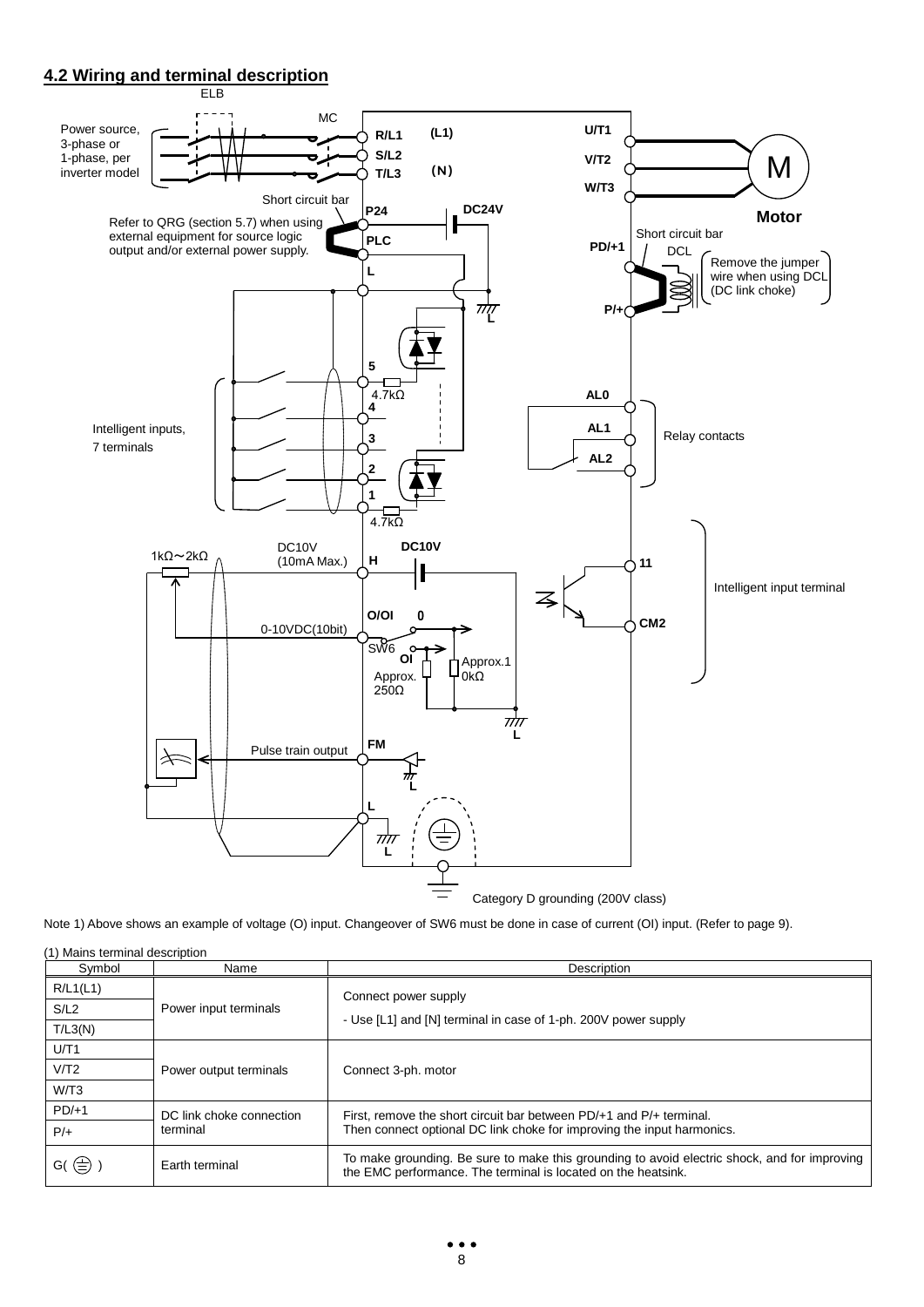## 4.2 Wiring and terminal description

ELB

MC

Power source, 3-phase or 1-phase, per inverter model

R/L1 (L1)

S/L2

T/L3 (N)

U/T1

V/T2

W/T3

M

Motor

Short circuit bar

P24

DC24V

Refer to QRG (section 5.7) when using external equipment for source logic output and/or external power supply.

PLC

L

Short circuit bar

PD/+1

DCL

Remove the jumper wire when using DCL (DC link choke)

P/+

L

5

4.7kΩ

4

Intelligent inputs, 7 terminals

3

2

1

4.7kΩ

AL0

AL1

AL2

Relay contacts

DC10V (10mA Max.)

DC10V

1kΩ～2kΩ

H

11

Intelligent input terminal

O/OI 0

0-10VDC(10bit)

SW6

OI

CM2

Approx.10kΩ

Approx. 250Ω

L

FM

Pulse train output

L

L

L

Category D grounding (200V class)

Note 1) Above shows an example of voltage (O) input. Changeover of SW6 must be done in case of current (OI) input. (Refer to page 9).

(1) Mains terminal description

| Symbol | Name | Description |
|---|---|---|
| R/L1(L1) | Power input terminals | Connect power supply<br>- Use [L1] and [N] terminal in case of 1-ph. 200V power supply |
| S/L2 | | |
| T/L3(N) | | |
| U/T1 | Power output terminals | Connect 3-ph. motor |
| V/T2 | | |
| W/T3 | | |
| PD/+1 | DC link choke connection terminal | First, remove the short circuit bar between PD/+1 and P/+ terminal. Then connect optional DC link choke for improving the input harmonics. |
| P/+ | | |
| G(⏚) | Earth terminal | To make grounding. Be sure to make this grounding to avoid electric shock, and for improving the EMC performance. The terminal is located on the heatsink. |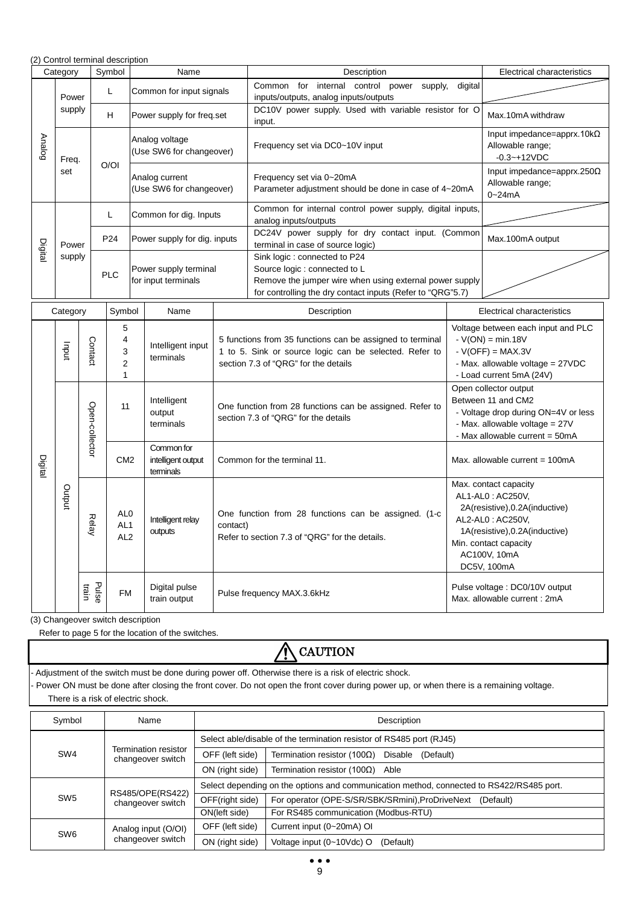(2) Control terminal description

| Category | | Symbol | Name | Description | Electrical characteristics |
|---|---|---|---|---|---|
| Analog | Power supply | L | Common for input signals | Common for internal control power supply, digital inputs/outputs, analog inputs/outputs | |
| | | H | Power supply for freq.set | DC10V power supply. Used with variable resistor for O input. | Max.10mA withdraw |
| | Freq. set | O/OI | Analog voltage (Use SW6 for changeover) | Frequency set via DC0~10V input | Input impedance=apprx.10kΩ Allowable range; -0.3~+12VDC |
| | | | Analog current (Use SW6 for changeover) | Frequency set via 0~20mA Parameter adjustment should be done in case of 4~20mA | Input impedance=apprx.250Ω Allowable range; 0~24mA |
| Digital | Power supply | L | Common for dig. Inputs | Common for internal control power supply, digital inputs, analog inputs/outputs | |
| | | P24 | Power supply for dig. inputs | DC24V power supply for dry contact input. (Common terminal in case of source logic) | Max.100mA output |
| | | PLC | Power supply terminal for input terminals | Sink logic : connected to P24 Source logic : connected to L Remove the jumper wire when using external power supply for controlling the dry contact inputs (Refer to "QRG"5.7) | |

| Category | | | Symbol | Name | Description | Electrical characteristics |
|---|---|---|---|---|---|---|
| Digital | Input | Contact | 5 4 3 2 1 | Intelligent input terminals | 5 functions from 35 functions can be assigned to terminal 1 to 5. Sink or source logic can be selected. Refer to section 7.3 of "QRG" for the details | Voltage between each input and PLC - V(ON) = min.18V - V(OFF) = MAX.3V - Max. allowable voltage = 27VDC - Load current 5mA (24V) |
| | Output | Open-collector | 11 | Intelligent output terminals | One function from 28 functions can be assigned. Refer to section 7.3 of "QRG" for the details | Open collector output Between 11 and CM2 - Voltage drop during ON=4V or less - Max. allowable voltage = 27V - Max allowable current = 50mA |
| | | | CM2 | Common for intelligent output terminals | Common for the terminal 11. | Max. allowable current = 100mA |
| | | Relay | AL0 AL1 AL2 | Intelligent relay outputs | One function from 28 functions can be assigned. (1-c contact) Refer to section 7.3 of "QRG" for the details. | Max. contact capacity AL1-AL0 : AC250V, 2A(resistive),0.2A(inductive) AL2-AL0 : AC250V, 1A(resistive),0.2A(inductive) Min. contact capacity AC100V, 10mA DC5V, 100mA |
| | | Pulse train | FM | Digital pulse train output | Pulse frequency MAX.3.6kHz | Pulse voltage : DC0/10V output Max. allowable current : 2mA |

(3) Changeover switch description

Refer to page 5 for the location of the switches.

> **⚠ CAUTION**
>
> - Adjustment of the switch must be done during power off. Otherwise there is a risk of electric shock.
> - Power ON must be done after closing the front cover. Do not open the front cover during power up, or when there is a remaining voltage. There is a risk of electric shock.

| Symbol | Name | Description | |
|---|---|---|---|
| SW4 | Termination resistor changeover switch | Select able/disable of the termination resistor of RS485 port (RJ45) | |
| | | OFF (left side) | Termination resistor (100Ω) Disable (Default) |
| | | ON (right side) | Termination resistor (100Ω) Able |
| SW5 | RS485/OPE(RS422) changeover switch | Select depending on the options and communication method, connected to RS422/RS485 port. | |
| | | OFF(right side) | For operator (OPE-S/SR/SBK/SRmini),ProDriveNext (Default) |
| | | ON(left side) | For RS485 communication (Modbus-RTU) |
| SW6 | Analog input (O/OI) changeover switch | OFF (left side) | Current input (0~20mA) OI |
| | | ON (right side) | Voltage input (0~10Vdc) O (Default) |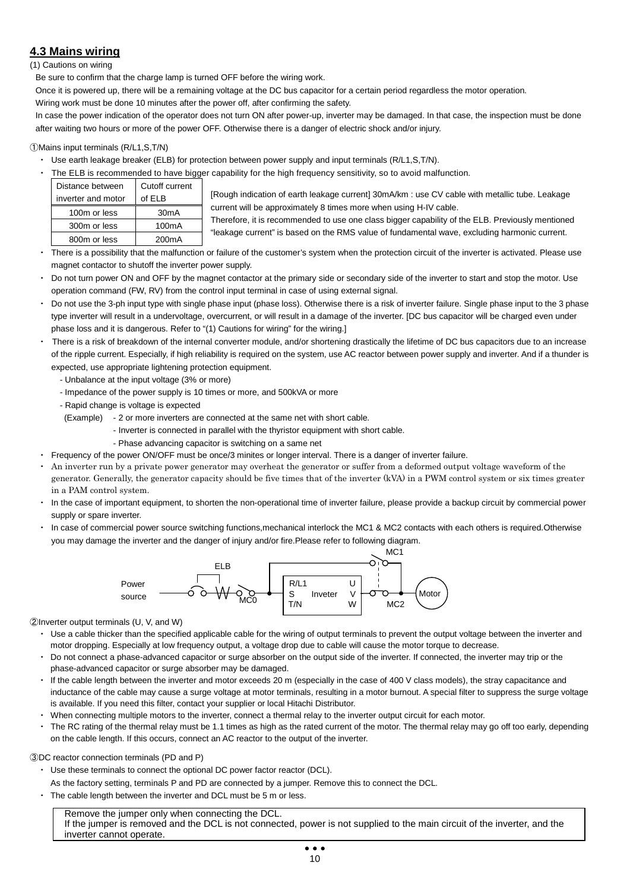## 4.3 Mains wiring

(1) Cautions on wiring

Be sure to confirm that the charge lamp is turned OFF before the wiring work.

Once it is powered up, there will be a remaining voltage at the DC bus capacitor for a certain period regardless the motor operation.

Wiring work must be done 10 minutes after the power off, after confirming the safety.

In case the power indication of the operator does not turn ON after power-up, inverter may be damaged. In that case, the inspection must be done after waiting two hours or more of the power OFF. Otherwise there is a danger of electric shock and/or injury.

①Mains input terminals (R/L1,S,T/N)

- Use earth leakage breaker (ELB) for protection between power supply and input terminals (R/L1,S,T/N).
- The ELB is recommended to have bigger capability for the high frequency sensitivity, so to avoid malfunction.

| Distance between inverter and motor | Cutoff current of ELB |
|---|---|
| 100m or less | 30mA |
| 300m or less | 100mA |
| 800m or less | 200mA |

[Rough indication of earth leakage current] 30mA/km : use CV cable with metallic tube. Leakage current will be approximately 8 times more when using H-IV cable.
Therefore, it is recommended to use one class bigger capability of the ELB. Previously mentioned “leakage current” is based on the RMS value of fundamental wave, excluding harmonic current.

- There is a possibility that the malfunction or failure of the customer’s system when the protection circuit of the inverter is activated. Please use magnet contactor to shutoff the inverter power supply.
- Do not turn power ON and OFF by the magnet contactor at the primary side or secondary side of the inverter to start and stop the motor. Use operation command (FW, RV) from the control input terminal in case of using external signal.
- Do not use the 3-ph input type with single phase input (phase loss). Otherwise there is a risk of inverter failure. Single phase input to the 3 phase type inverter will result in a undervoltage, overcurrent, or will result in a damage of the inverter. [DC bus capacitor will be charged even under phase loss and it is dangerous. Refer to “(1) Cautions for wiring” for the wiring.]
- There is a risk of breakdown of the internal converter module, and/or shortening drastically the lifetime of DC bus capacitors due to an increase of the ripple current. Especially, if high reliability is required on the system, use AC reactor between power supply and inverter. And if a thunder is expected, use appropriate lightening protection equipment.
  - Unbalance at the input voltage (3% or more)
  - Impedance of the power supply is 10 times or more, and 500kVA or more
  - Rapid change is voltage is expected
    (Example)
    - 2 or more inverters are connected at the same net with short cable.
    - Inverter is connected in parallel with the thyristor equipment with short cable.
    - Phase advancing capacitor is switching on a same net
- Frequency of the power ON/OFF must be once/3 minites or longer interval. There is a danger of inverter failure.
- An inverter run by a private power generator may overheat the generator or suffer from a deformed output voltage waveform of the generator. Generally, the generator capacity should be five times that of the inverter (kVA) in a PWM control system or six times greater in a PAM control system.
- In the case of important equipment, to shorten the non-operational time of inverter failure, please provide a backup circuit by commercial power supply or spare inverter.
- In case of commercial power source switching functions,mechanical interlock the MC1 & MC2 contacts with each others is required.Otherwise you may damage the inverter and the danger of injury and/or fire.Please refer to following diagram.

Power source — ELB — MC0 — [R/L1, S, T/N | Inveter | U, V, W] — MC2 — Motor; MC1 (bypass from power source to Motor)

②Inverter output terminals (U, V, and W)

- Use a cable thicker than the specified applicable cable for the wiring of output terminals to prevent the output voltage between the inverter and motor dropping. Especially at low frequency output, a voltage drop due to cable will cause the motor torque to decrease.
- Do not connect a phase-advanced capacitor or surge absorber on the output side of the inverter. If connected, the inverter may trip or the phase-advanced capacitor or surge absorber may be damaged.
- If the cable length between the inverter and motor exceeds 20 m (especially in the case of 400 V class models), the stray capacitance and inductance of the cable may cause a surge voltage at motor terminals, resulting in a motor burnout. A special filter to suppress the surge voltage is available. If you need this filter, contact your supplier or local Hitachi Distributor.
- When connecting multiple motors to the inverter, connect a thermal relay to the inverter output circuit for each motor.
- The RC rating of the thermal relay must be 1.1 times as high as the rated current of the motor. The thermal relay may go off too early, depending on the cable length. If this occurs, connect an AC reactor to the output of the inverter.

③DC reactor connection terminals (PD and P)

- Use these terminals to connect the optional DC power factor reactor (DCL).
  As the factory setting, terminals P and PD are connected by a jumper. Remove this to connect the DCL.
- The cable length between the inverter and DCL must be 5 m or less.

> Remove the jumper only when connecting the DCL.
> If the jumper is removed and the DCL is not connected, power is not supplied to the main circuit of the inverter, and the inverter cannot operate.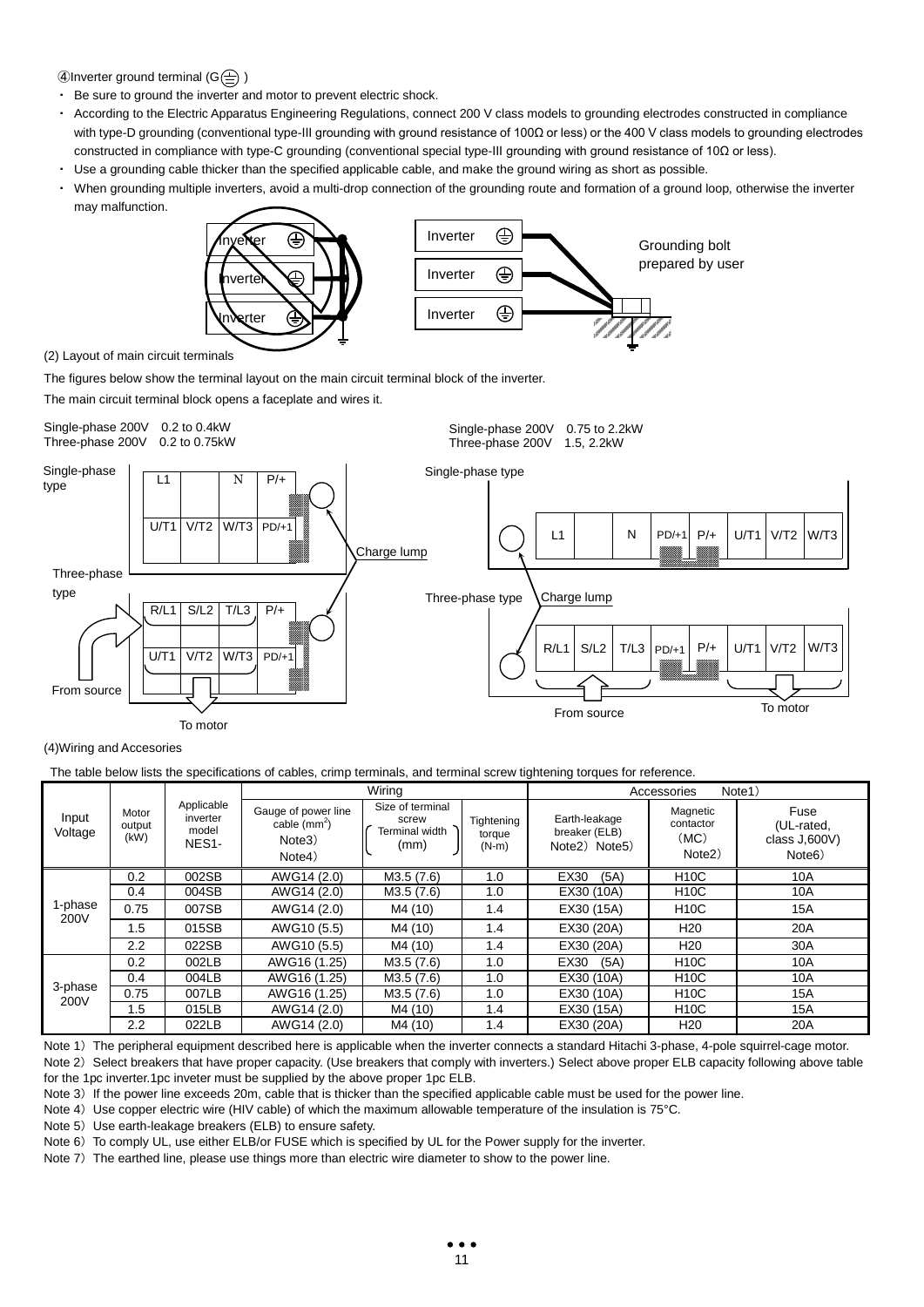④Inverter ground terminal (G⏚)

- Be sure to ground the inverter and motor to prevent electric shock.
- According to the Electric Apparatus Engineering Regulations, connect 200 V class models to grounding electrodes constructed in compliance with type-D grounding (conventional type-III grounding with ground resistance of 100Ω or less) or the 400 V class models to grounding electrodes constructed in compliance with type-C grounding (conventional special type-III grounding with ground resistance of 10Ω or less).
- Use a grounding cable thicker than the specified applicable cable, and make the ground wiring as short as possible.
- When grounding multiple inverters, avoid a multi-drop connection of the grounding route and formation of a ground loop, otherwise the inverter may malfunction.

Inverter ⏚ / Inverter ⏚ / Inverter ⏚ — Inverter ⏚ / Inverter ⏚ / Inverter ⏚ — Grounding bolt prepared by user

(2) Layout of main circuit terminals

The figures below show the terminal layout on the main circuit terminal block of the inverter.

The main circuit terminal block opens a faceplate and wires it.

Single-phase 200V 0.2 to 0.4kW
Three-phase 200V 0.2 to 0.75kW

Single-phase type: L1 | | N | P/+ ; U/T1 | V/T2 | W/T3 | PD/+1

Three-phase type: R/L1 | S/L2 | T/L3 | P/+ ; U/T1 | V/T2 | W/T3 | PD/+1

Charge lump — From source — To motor

Single-phase 200V 0.75 to 2.2kW
Three-phase 200V 1.5, 2.2kW

Single-phase type: L1 | | N | PD/+1 | P/+ | U/T1 | V/T2 | W/T3

Three-phase type: R/L1 | S/L2 | T/L3 | PD/+1 | P/+ | U/T1 | V/T2 | W/T3

Charge lump — From source — To motor

(4)Wiring and Accesories

The table below lists the specifications of cables, crimp terminals, and terminal screw tightening torques for reference.

| Input Voltage | Motor output (kW) | Applicable inverter model NES1- | Wiring | | | Accessories Note1) | | |
|---|---|---|---|---|---|---|---|---|
| | | | Gauge of power line cable (mm²) Note3) Note4) | Size of terminal screw Terminal width (mm) | Tightening torque (N-m) | Earth-leakage breaker (ELB) Note2) Note5) | Magnetic contactor (MC) Note2) | Fuse (UL-rated, class J,600V) Note6) |
| 1-phase 200V | 0.2 | 002SB | AWG14 (2.0) | M3.5 (7.6) | 1.0 | EX30 (5A) | H10C | 10A |
| | 0.4 | 004SB | AWG14 (2.0) | M3.5 (7.6) | 1.0 | EX30 (10A) | H10C | 10A |
| | 0.75 | 007SB | AWG14 (2.0) | M4 (10) | 1.4 | EX30 (15A) | H10C | 15A |
| | 1.5 | 015SB | AWG10 (5.5) | M4 (10) | 1.4 | EX30 (20A) | H20 | 20A |
| | 2.2 | 022SB | AWG10 (5.5) | M4 (10) | 1.4 | EX30 (20A) | H20 | 30A |
| 3-phase 200V | 0.2 | 002LB | AWG16 (1.25) | M3.5 (7.6) | 1.0 | EX30 (5A) | H10C | 10A |
| | 0.4 | 004LB | AWG16 (1.25) | M3.5 (7.6) | 1.0 | EX30 (10A) | H10C | 10A |
| | 0.75 | 007LB | AWG16 (1.25) | M3.5 (7.6) | 1.0 | EX30 (10A) | H10C | 15A |
| | 1.5 | 015LB | AWG14 (2.0) | M4 (10) | 1.4 | EX30 (15A) | H10C | 15A |
| | 2.2 | 022LB | AWG14 (2.0) | M4 (10) | 1.4 | EX30 (20A) | H20 | 20A |

Note 1) The peripheral equipment described here is applicable when the inverter connects a standard Hitachi 3-phase, 4-pole squirrel-cage motor.

Note 2) Select breakers that have proper capacity. (Use breakers that comply with inverters.) Select above proper ELB capacity following above table for the 1pc inverter.1pc inveter must be supplied by the above proper 1pc ELB.

Note 3) If the power line exceeds 20m, cable that is thicker than the specified applicable cable must be used for the power line.

Note 4) Use copper electric wire (HIV cable) of which the maximum allowable temperature of the insulation is 75°C.

Note 5) Use earth-leakage breakers (ELB) to ensure safety.

Note 6) To comply UL, use either ELB/or FUSE which is specified by UL for the Power supply for the inverter.

Note 7) The earthed line, please use things more than electric wire diameter to show to the power line.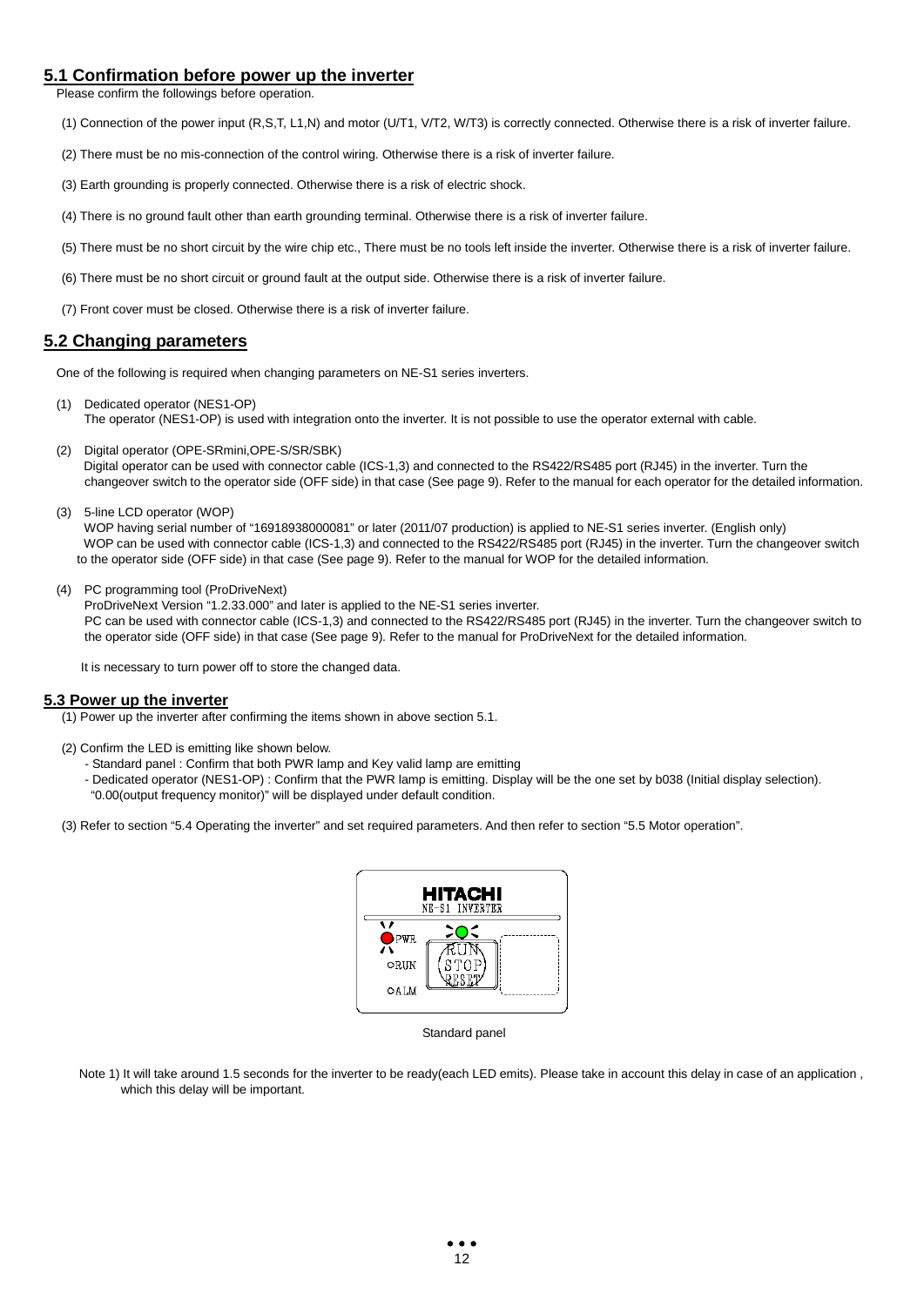## 5.1 Confirmation before power up the inverter

Please confirm the followings before operation.

(1) Connection of the power input (R,S,T, L1,N) and motor (U/T1, V/T2, W/T3) is correctly connected. Otherwise there is a risk of inverter failure.

(2) There must be no mis-connection of the control wiring. Otherwise there is a risk of inverter failure.

(3) Earth grounding is properly connected. Otherwise there is a risk of electric shock.

(4) There is no ground fault other than earth grounding terminal. Otherwise there is a risk of inverter failure.

(5) There must be no short circuit by the wire chip etc., There must be no tools left inside the inverter. Otherwise there is a risk of inverter failure.

(6) There must be no short circuit or ground fault at the output side. Otherwise there is a risk of inverter failure.

(7) Front cover must be closed. Otherwise there is a risk of inverter failure.

## 5.2 Changing parameters

One of the following is required when changing parameters on NE-S1 series inverters.

(1) Dedicated operator (NES1-OP)
The operator (NES1-OP) is used with integration onto the inverter. It is not possible to use the operator external with cable.

(2) Digital operator (OPE-SRmini,OPE-S/SR/SBK)
Digital operator can be used with connector cable (ICS-1,3) and connected to the RS422/RS485 port (RJ45) in the inverter. Turn the changeover switch to the operator side (OFF side) in that case (See page 9). Refer to the manual for each operator for the detailed information.

(3) 5-line LCD operator (WOP)
WOP having serial number of "16918938000081" or later (2011/07 production) is applied to NE-S1 series inverter. (English only)
WOP can be used with connector cable (ICS-1,3) and connected to the RS422/RS485 port (RJ45) in the inverter. Turn the changeover switch to the operator side (OFF side) in that case (See page 9). Refer to the manual for WOP for the detailed information.

(4) PC programming tool (ProDriveNext)
ProDriveNext Version "1.2.33.000" and later is applied to the NE-S1 series inverter.
PC can be used with connector cable (ICS-1,3) and connected to the RS422/RS485 port (RJ45) in the inverter. Turn the changeover switch to the operator side (OFF side) in that case (See page 9). Refer to the manual for ProDriveNext for the detailed information.

It is necessary to turn power off to store the changed data.

### 5.3 Power up the inverter

(1) Power up the inverter after confirming the items shown in above section 5.1.

(2) Confirm the LED is emitting like shown below.
- Standard panel : Confirm that both PWR lamp and Key valid lamp are emitting
- Dedicated operator (NES1-OP) : Confirm that the PWR lamp is emitting. Display will be the one set by b038 (Initial display selection). "0.00(output frequency monitor)" will be displayed under default condition.

(3) Refer to section "5.4 Operating the inverter" and set required parameters. And then refer to section "5.5 Motor operation".

HITACHI
NE-S1 INVERTER
PWR
RUN
ALM
RUN STOP RESET

Standard panel

Note 1) It will take around 1.5 seconds for the inverter to be ready(each LED emits). Please take in account this delay in case of an application , which this delay will be important.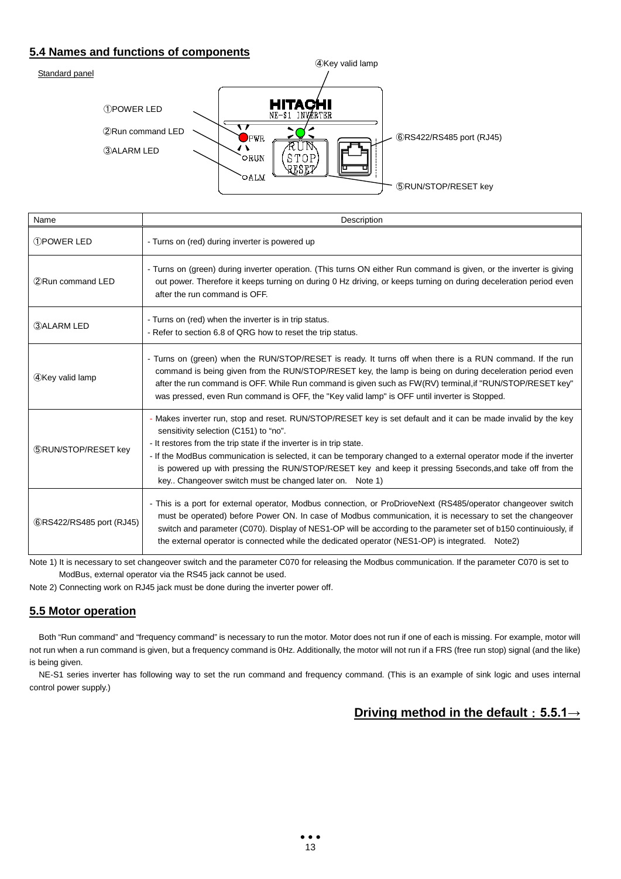## 5.4 Names and functions of components

Standard panel

①POWER LED

②Run command LED

③ALARM LED

④Key valid lamp

⑤RUN/STOP/RESET key

⑥RS422/RS485 port (RJ45)

| Name | Description |
|---|---|
| ①POWER LED | - Turns on (red) during inverter is powered up |
| ②Run command LED | - Turns on (green) during inverter operation. (This turns ON either Run command is given, or the inverter is giving out power. Therefore it keeps turning on during 0 Hz driving, or keeps turning on during deceleration period even after the run command is OFF. |
| ③ALARM LED | - Turns on (red) when the inverter is in trip status.<br>- Refer to section 6.8 of QRG how to reset the trip status. |
| ④Key valid lamp | - Turns on (green) when the RUN/STOP/RESET is ready. It turns off when there is a RUN command. If the run command is being given from the RUN/STOP/RESET key, the lamp is being on during deceleration period even after the run command is OFF. While Run command is given such as FW(RV) terminal,if "RUN/STOP/RESET key" was pressed, even Run command is OFF, the "Key valid lamp" is OFF until inverter is Stopped. |
| ⑤RUN/STOP/RESET key | - Makes inverter run, stop and reset. RUN/STOP/RESET key is set default and it can be made invalid by the key sensitivity selection (C151) to "no".<br>- It restores from the trip state if the inverter is in trip state.<br>- If the ModBus communication is selected, it can be temporary changed to a external operator mode if the inverter is powered up with pressing the RUN/STOP/RESET key and keep it pressing 5seconds,and take off from the key.. Changeover switch must be changed later on. Note 1) |
| ⑥RS422/RS485 port (RJ45) | - This is a port for external operator, Modbus connection, or ProDrioveNext (RS485/operator changeover switch must be operated) before Power ON. In case of Modbus communication, it is necessary to set the changeover switch and parameter (C070). Display of NES1-OP will be according to the parameter set of b150 continuiously, if the external operator is connected while the dedicated operator (NES1-OP) is integrated. Note2) |

Note 1) It is necessary to set changeover switch and the parameter C070 for releasing the Modbus communication. If the parameter C070 is set to ModBus, external operator via the RS45 jack cannot be used.

Note 2) Connecting work on RJ45 jack must be done during the inverter power off.

## 5.5 Motor operation

Both "Run command" and "frequency command" is necessary to run the motor. Motor does not run if one of each is missing. For example, motor will not run when a run command is given, but a frequency command is 0Hz. Additionally, the motor will not run if a FRS (free run stop) signal (and the like) is being given.

NE-S1 series inverter has following way to set the run command and frequency command. (This is an example of sink logic and uses internal control power supply.)

**Driving method in the default：5.5.1→**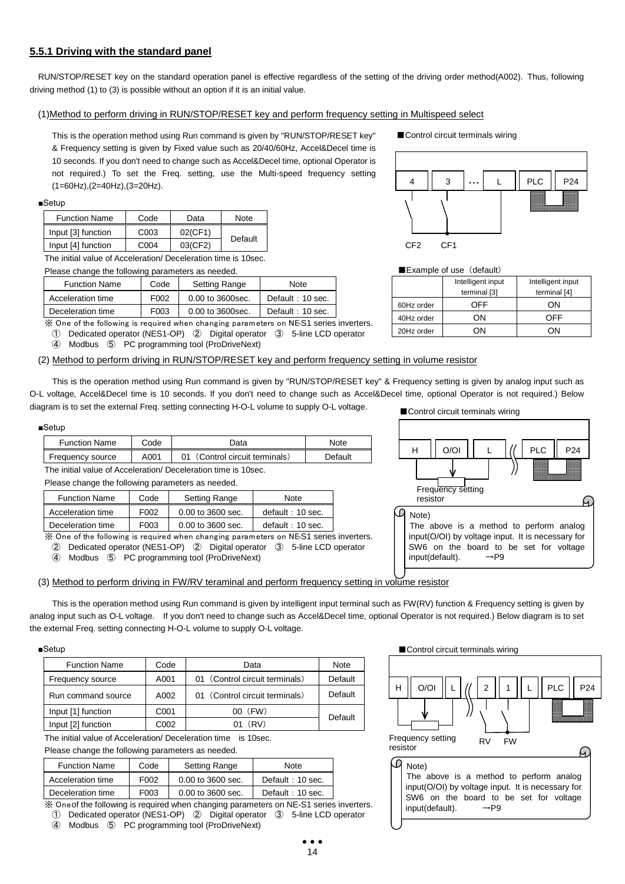### 5.5.1 Driving with the standard panel

RUN/STOP/RESET key on the standard operation panel is effective regardless of the setting of the driving order method(A002). Thus, following driving method (1) to (3) is possible without an option if it is an initial value.

(1) Method to perform driving in RUN/STOP/RESET key and perform frequency setting in Multispeed select

This is the operation method using Run command is given by "RUN/STOP/RESET key" & Frequency setting is given by Fixed value such as 20/40/60Hz, Accel&Decel time is 10 seconds. If you don't need to change such as Accel&Decel time, optional Operator is not required.) To set the Freq. setting, use the Multi-speed frequency setting (1=60Hz),(2=40Hz),(3=20Hz).

■Setup

| Function Name | Code | Data | Note |
|---|---|---|---|
| Input [3] function | C003 | 02(CF1) | Default |
| Input [4] function | C004 | 03(CF2) | |

The initial value of Acceleration/ Deceleration time is 10sec.

Please change the following parameters as needed.

| Function Name | Code | Setting Range | Note |
|---|---|---|---|
| Acceleration time | F002 | 0.00 to 3600sec. | Default：10 sec. |
| Deceleration time | F003 | 0.00 to 3600sec. | Default：10 sec. |

※ One of the following is required when changing parameters on NE-S1 series inverters.
① Dedicated operator (NES1-OP) ② Digital operator ③ 5-line LCD operator
④ Modbus ⑤ PC programming tool (ProDriveNext)

■Control circuit terminals wiring

4 | 3 | … | L | PC | P24

CF2 CF1

■Example of use（default）

| | Intelligent input terminal [3] | Intelligent input terminal [4] |
|---|---|---|
| 60Hz order | OFF | ON |
| 40Hz order | ON | OFF |
| 20Hz order | ON | ON |

(2) Method to perform driving in RUN/STOP/RESET key and perform frequency setting in volume resistor

This is the operation method using Run command is given by "RUN/STOP/RESET key" & Frequency setting is given by analog input such as O-L voltage, Accel&Decel time is 10 seconds. If you don't need to change such as Accel&Decel time, optional Operator is not required.) Below diagram is to set the external Freq. setting connecting H-O-L volume to supply O-L voltage.

■Setup

| Function Name | Code | Data | Note |
|---|---|---|---|
| Frequency source | A001 | 01（Control circuit terminals） | Default |

The initial value of Acceleration/ Deceleration time is 10sec.

Please change the following parameters as needed.

| Function Name | Code | Setting Range | Note |
|---|---|---|---|
| Acceleration time | F002 | 0.00 to 3600 sec. | default：10 sec. |
| Deceleration time | F003 | 0.00 to 3600 sec. | default：10 sec. |

※ One of the following is required when changing parameters on NE-S1 series inverters.
② Dedicated operator (NES1-OP) ② Digital operator ③ 5-line LCD operator
④ Modbus ⑤ PC programming tool (ProDriveNext)

■Control circuit terminals wiring

H | O/OI | L | PLC | P24

Frequency setting resistor

Note)
The above is a method to perform analog input(O/OI) by voltage input. It is necessary for SW6 on the board to be set for voltage input(default). →P9

(3) Method to perform driving in FW/RV teraminal and perform frequency setting in volume resistor

This is the operation method using Run command is given by intelligent input terminal such as FW(RV) function & Frequency setting is given by analog input such as O-L voltage. If you don't need to change such as Accel&Decel time, optional Operator is not required.) Below diagram is to set the external Freq. setting connecting H-O-L volume to supply O-L voltage.

■Setup

| Function Name | Code | Data | Note |
|---|---|---|---|
| Frequency source | A001 | 01（Control circuit terminals） | Default |
| Run command source | A002 | 01（Control circuit terminals） | Default |
| Input [1] function | C001 | 00（FW） | Default |
| Input [2] function | C002 | 01（RV） | |

The initial value of Acceleration/ Deceleration time is 10sec.

Please change the following parameters as needed.

| Function Name | Code | Setting Range | Note |
|---|---|---|---|
| Acceleration time | F002 | 0.00 to 3600 sec. | Default：10 sec. |
| Deceleration time | F003 | 0.00 to 3600 sec. | Default：10 sec. |

※ Oneof the following is required when changing parameters on NE-S1 series inverters.
① Dedicated operator (NES1-OP) ② Digital operator ③ 5-line LCD operator
④ Modbus ⑤ PC programming tool (ProDriveNext)

■Control circuit terminals wiring

H | O/OI | L | 2 | 1 | L | PLC | P24

Frequency setting resistor RV FW

Note)
The above is a method to perform analog input(O/OI) by voltage input. It is necessary for SW6 on the board to be set for voltage input(default). →P9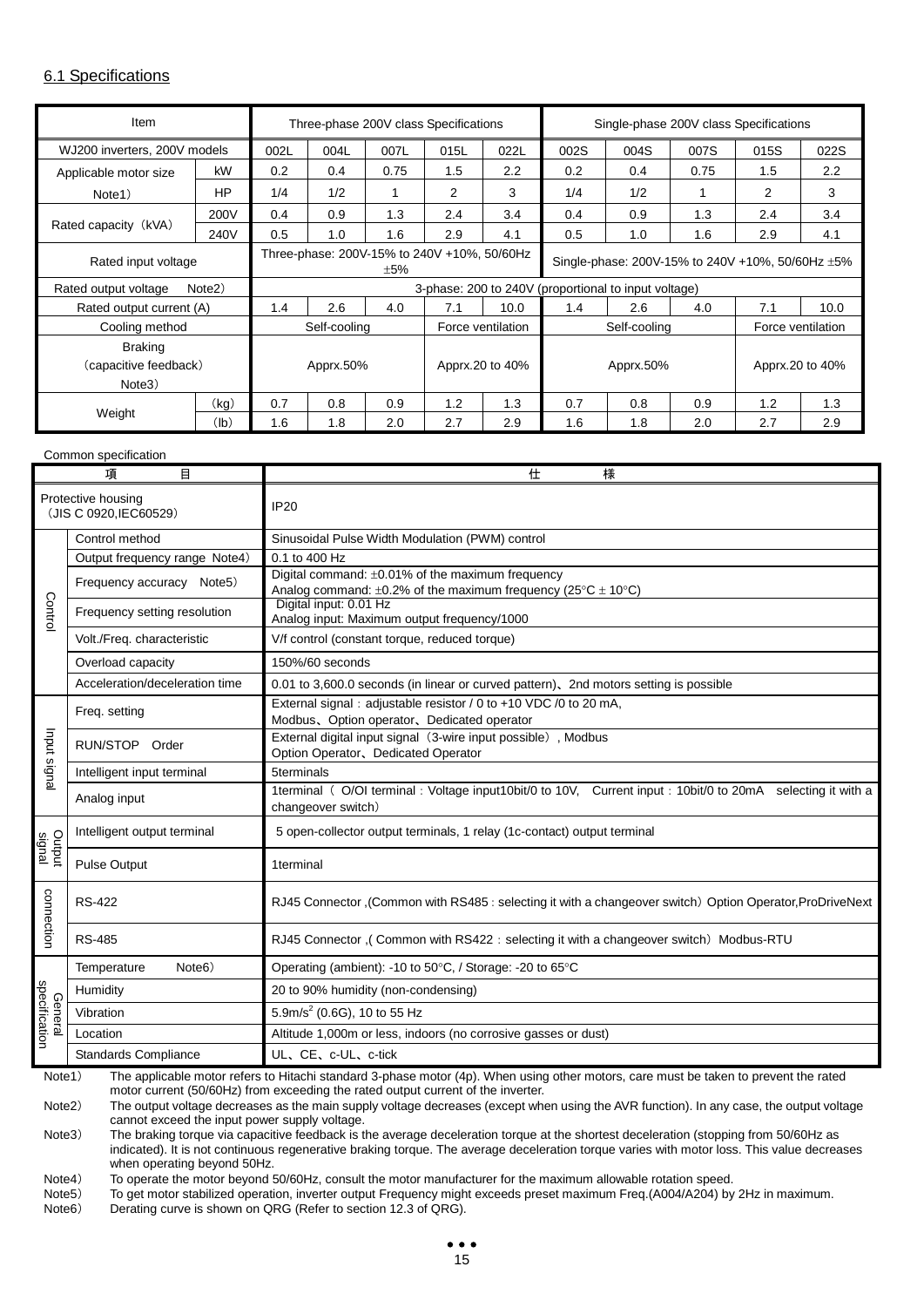## 6.1 Specifications

| Item | | Three-phase 200V class Specifications | | | | | Single-phase 200V class Specifications | | | | |
|---|---|---|---|---|---|---|---|---|---|---|---|
| WJ200 inverters, 200V models | | 002L | 004L | 007L | 015L | 022L | 002S | 004S | 007S | 015S | 022S |
| Applicable motor size Note1) | kW | 0.2 | 0.4 | 0.75 | 1.5 | 2.2 | 0.2 | 0.4 | 0.75 | 1.5 | 2.2 |
| | HP | 1/4 | 1/2 | 1 | 2 | 3 | 1/4 | 1/2 | 1 | 2 | 3 |
| Rated capacity（kVA） | 200V | 0.4 | 0.9 | 1.3 | 2.4 | 3.4 | 0.4 | 0.9 | 1.3 | 2.4 | 3.4 |
| | 240V | 0.5 | 1.0 | 1.6 | 2.9 | 4.1 | 0.5 | 1.0 | 1.6 | 2.9 | 4.1 |
| Rated input voltage | | Three-phase: 200V-15% to 240V +10%, 50/60Hz ±5% | | | | | Single-phase: 200V-15% to 240V +10%, 50/60Hz ±5% | | | | |
| Rated output voltage Note2) | | 3-phase: 200 to 240V (proportional to input voltage) | | | | | | | | | |
| Rated output current (A) | | 1.4 | 2.6 | 4.0 | 7.1 | 10.0 | 1.4 | 2.6 | 4.0 | 7.1 | 10.0 |
| Cooling method | | Self-cooling | | | Force ventilation | | Self-cooling | | | Force ventilation | |
| Braking（capacitive feedback） Note3) | | Apprx.50% | | | Apprx.20 to 40% | | Apprx.50% | | | Apprx.20 to 40% | |
| Weight | (kg) | 0.7 | 0.8 | 0.9 | 1.2 | 1.3 | 0.7 | 0.8 | 0.9 | 1.2 | 1.3 |
| | (lb) | 1.6 | 1.8 | 2.0 | 2.7 | 2.9 | 1.6 | 1.8 | 2.0 | 2.7 | 2.9 |

Common specification

| 項　目 | | 仕　様 |
|---|---|---|
| Protective housing（JIS C 0920,IEC60529） | | IP20 |
| Control | Control method | Sinusoidal Pulse Width Modulation (PWM) control |
| | Output frequency range Note4) | 0.1 to 400 Hz |
| | Frequency accuracy Note5) | Digital command: ±0.01% of the maximum frequency<br>Analog command: ±0.2% of the maximum frequency (25°C ± 10°C) |
| | Frequency setting resolution | Digital input: 0.01 Hz<br>Analog input: Maximum output frequency/1000 |
| | Volt./Freq. characteristic | V/f control (constant torque, reduced torque) |
| | Overload capacity | 150%/60 seconds |
| | Acceleration/deceleration time | 0.01 to 3,600.0 seconds (in linear or curved pattern)、2nd motors setting is possible |
| Input signal | Freq. setting | External signal：adjustable resistor / 0 to +10 VDC /0 to 20 mA,<br>Modbus、Option operator、Dedicated operator |
| | RUN/STOP Order | External digital input signal（3-wire input possible）, Modbus<br>Option Operator、Dedicated Operator |
| | Intelligent input terminal | 5terminals |
| | Analog input | 1terminal（ O/OI terminal：Voltage input10bit/0 to 10V, Current input：10bit/0 to 20mA selecting it with a changeover switch） |
| Output signal | Intelligent output terminal | 5 open-collector output terminals, 1 relay (1c-contact) output terminal |
| | Pulse Output | 1terminal |
| connection | RS-422 | RJ45 Connector ,(Common with RS485：selecting it with a changeover switch）Option Operator,ProDriveNext |
| | RS-485 | RJ45 Connector ,( Common with RS422：selecting it with a changeover switch）Modbus-RTU |
| General specification | Temperature Note6) | Operating (ambient): -10 to 50°C, / Storage: -20 to 65°C |
| | Humidity | 20 to 90% humidity (non-condensing) |
| | Vibration | 5.9m/s$^2$ (0.6G), 10 to 55 Hz |
| | Location | Altitude 1,000m or less, indoors (no corrosive gasses or dust) |
| | Standards Compliance | UL、CE、c-UL、c-tick |

Note1) The applicable motor refers to Hitachi standard 3-phase motor (4p). When using other motors, care must be taken to prevent the rated motor current (50/60Hz) from exceeding the rated output current of the inverter.

Note2) The output voltage decreases as the main supply voltage decreases (except when using the AVR function). In any case, the output voltage cannot exceed the input power supply voltage.

Note3) The braking torque via capacitive feedback is the average deceleration torque at the shortest deceleration (stopping from 50/60Hz as indicated). It is not continuous regenerative braking torque. The average deceleration torque varies with motor loss. This value decreases when operating beyond 50Hz.

Note4) To operate the motor beyond 50/60Hz, consult the motor manufacturer for the maximum allowable rotation speed.

Note5) To get motor stabilized operation, inverter output Frequency might exceeds preset maximum Freq.(A004/A204) by 2Hz in maximum.

Note6) Derating curve is shown on QRG (Refer to section 12.3 of QRG).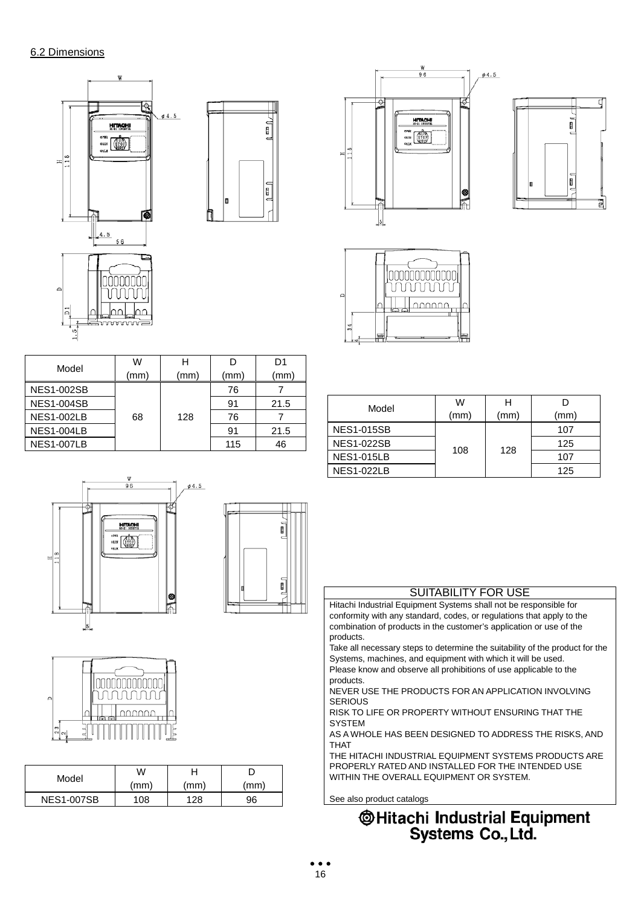## 6.2 Dimensions

| Model | W (mm) | H (mm) | D (mm) | D1 (mm) |
|---|---|---|---|---|
| NES1-002SB | 68 | 128 | 76 | 7 |
| NES1-004SB | | | 91 | 21.5 |
| NES1-002LB | | | 76 | 7 |
| NES1-004LB | | | 91 | 21.5 |
| NES1-007LB | | | 115 | 46 |

| Model | W (mm) | H (mm) | D (mm) |
|---|---|---|---|
| NES1-015SB | 108 | 128 | 107 |
| NES1-022SB | | | 125 |
| NES1-015LB | | | 107 |
| NES1-022LB | | | 125 |

| Model | W (mm) | H (mm) | D (mm) |
|---|---|---|---|
| NES1-007SB | 108 | 128 | 96 |

### SUITABILITY FOR USE

Hitachi Industrial Equipment Systems shall not be responsible for conformity with any standard, codes, or regulations that apply to the combination of products in the customer's application or use of the products.
Take all necessary steps to determine the suitability of the product for the Systems, machines, and equipment with which it will be used.
Please know and observe all prohibitions of use applicable to the products.
NEVER USE THE PRODUCTS FOR AN APPLICATION INVOLVING SERIOUS
RISK TO LIFE OR PROPERTY WITHOUT ENSURING THAT THE SYSTEM
AS A WHOLE HAS BEEN DESIGNED TO ADDRESS THE RISKS, AND THAT
THE HITACHI INDUSTRIAL EQUIPMENT SYSTEMS PRODUCTS ARE PROPERLY RATED AND INSTALLED FOR THE INTENDED USE WITHIN THE OVERALL EQUIPMENT OR SYSTEM.

See also product catalogs

Hitachi Industrial Equipment Systems Co., Ltd.